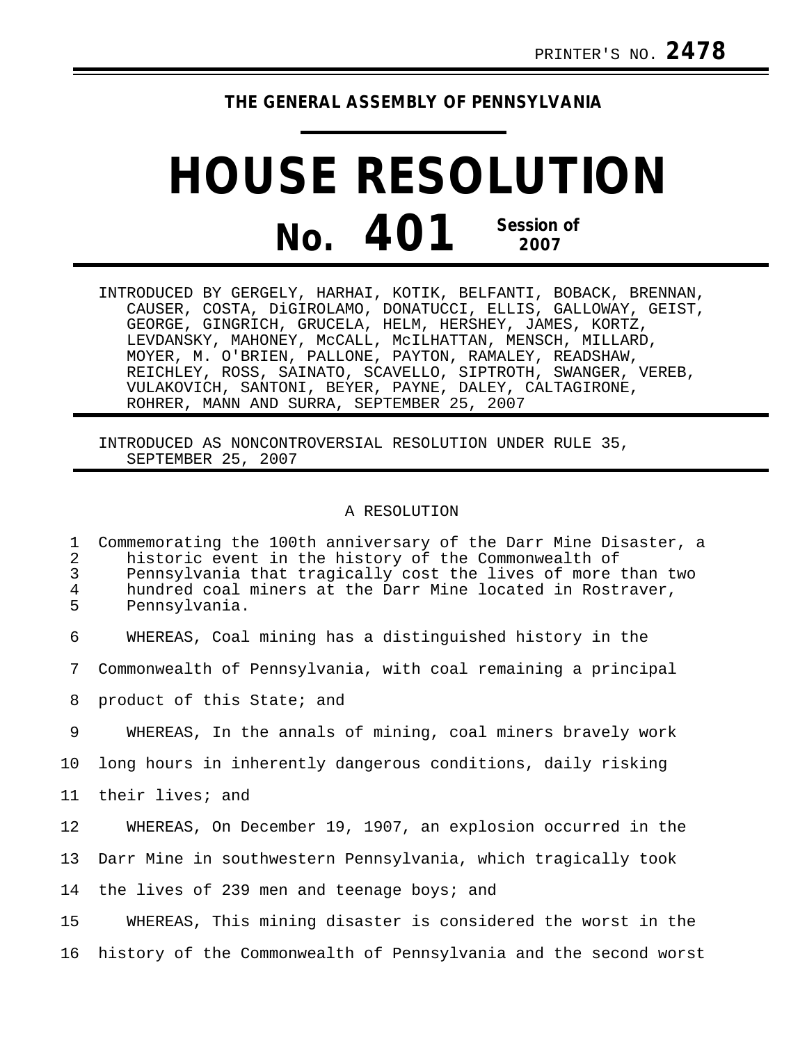PRINTER'S NO. **2478**

**THE GENERAL ASSEMBLY OF PENNSYLVANIA**

# HOUSE RESOLUTION

## No. 401 Session of 2007

INTRODUCED BY GERGELY, HARHAI, KOTIK, BELFANTI, BOBACK, BRENNAN, CAUSER, COSTA, DiGIROLAMO, DONATUCCI, ELLIS, GALLOWAY, GEIST, GEORGE, GINGRICH, GRUCELA, HELM, HERSHEY, JAMES, KORTZ, LEVDANSKY, MAHONEY, McCALL, McILHATTAN, MENSCH, MILLARD, MOYER, M. O'BRIEN, PALLONE, PAYTON, RAMALEY, READSHAW, REICHLEY, ROSS, SAINATO, SCAVELLO, SIPTROTH, SWANGER, VEREB, VULAKOVICH, SANTONI, BEYER, PAYNE, DALEY, CALTAGIRONE, ROHRER, MANN AND SURRA, SEPTEMBER 25, 2007

INTRODUCED AS NONCONTROVERSIAL RESOLUTION UNDER RULE 35, SEPTEMBER 25, 2007

A RESOLUTION

1 Commemorating the 100th anniversary of the Darr Mine Disaster, a
2 historic event in the history of the Commonwealth of
3 Pennsylvania that tragically cost the lives of more than two
4 hundred coal miners at the Darr Mine located in Rostraver,
5 Pennsylvania.

6 WHEREAS, Coal mining has a distinguished history in the
7 Commonwealth of Pennsylvania, with coal remaining a principal
8 product of this State; and

9 WHEREAS, In the annals of mining, coal miners bravely work
10 long hours in inherently dangerous conditions, daily risking
11 their lives; and

12 WHEREAS, On December 19, 1907, an explosion occurred in the
13 Darr Mine in southwestern Pennsylvania, which tragically took
14 the lives of 239 men and teenage boys; and

15 WHEREAS, This mining disaster is considered the worst in the
16 history of the Commonwealth of Pennsylvania and the second worst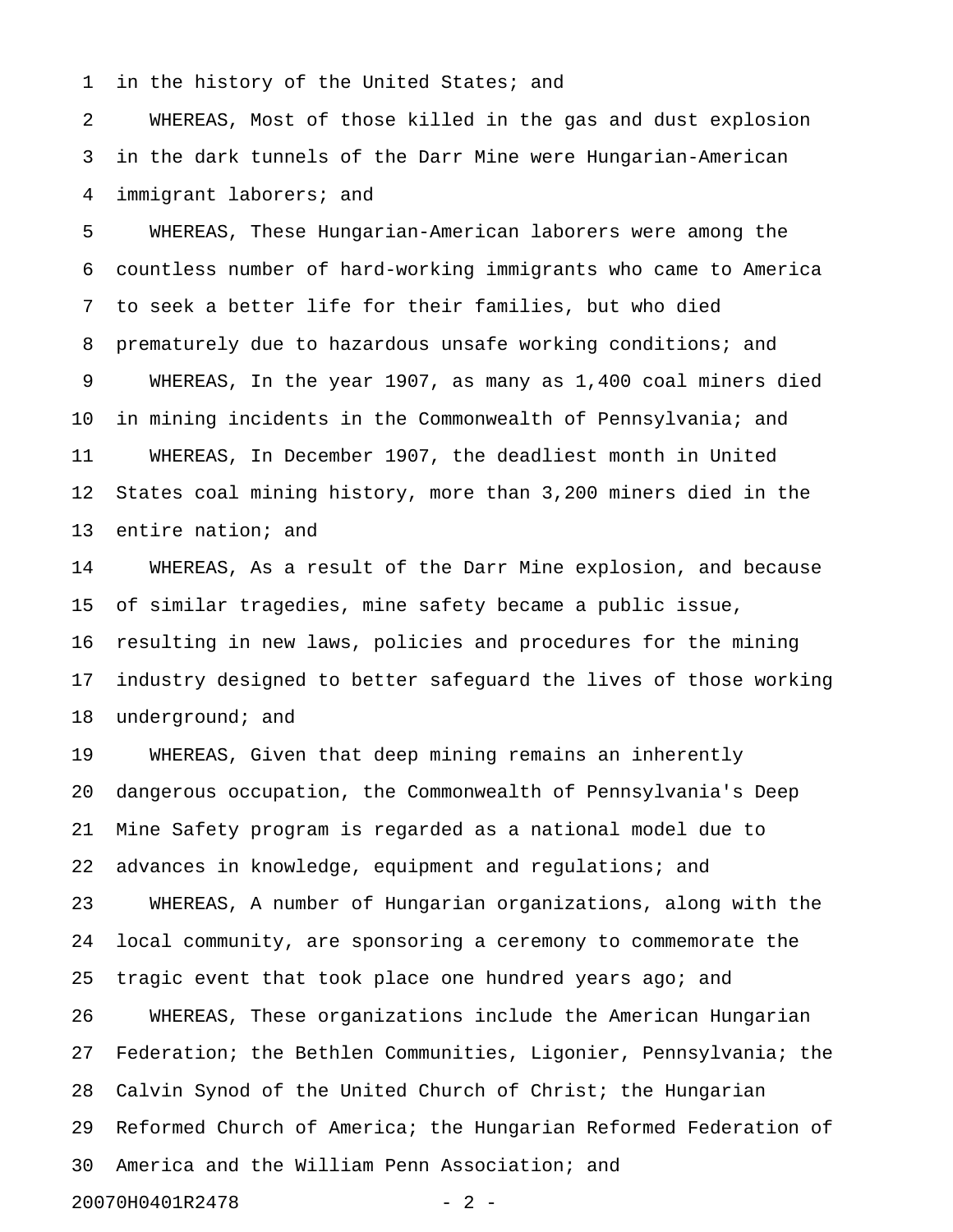in the history of the United States; and

WHEREAS, Most of those killed in the gas and dust explosion in the dark tunnels of the Darr Mine were Hungarian-American immigrant laborers; and

WHEREAS, These Hungarian-American laborers were among the countless number of hard-working immigrants who came to America to seek a better life for their families, but who died prematurely due to hazardous unsafe working conditions; and

WHEREAS, In the year 1907, as many as 1,400 coal miners died in mining incidents in the Commonwealth of Pennsylvania; and

WHEREAS, In December 1907, the deadliest month in United States coal mining history, more than 3,200 miners died in the entire nation; and

WHEREAS, As a result of the Darr Mine explosion, and because of similar tragedies, mine safety became a public issue, resulting in new laws, policies and procedures for the mining industry designed to better safeguard the lives of those working underground; and

WHEREAS, Given that deep mining remains an inherently dangerous occupation, the Commonwealth of Pennsylvania's Deep Mine Safety program is regarded as a national model due to advances in knowledge, equipment and regulations; and

WHEREAS, A number of Hungarian organizations, along with the local community, are sponsoring a ceremony to commemorate the tragic event that took place one hundred years ago; and

WHEREAS, These organizations include the American Hungarian Federation; the Bethlen Communities, Ligonier, Pennsylvania; the Calvin Synod of the United Church of Christ; the Hungarian Reformed Church of America; the Hungarian Reformed Federation of America and the William Penn Association; and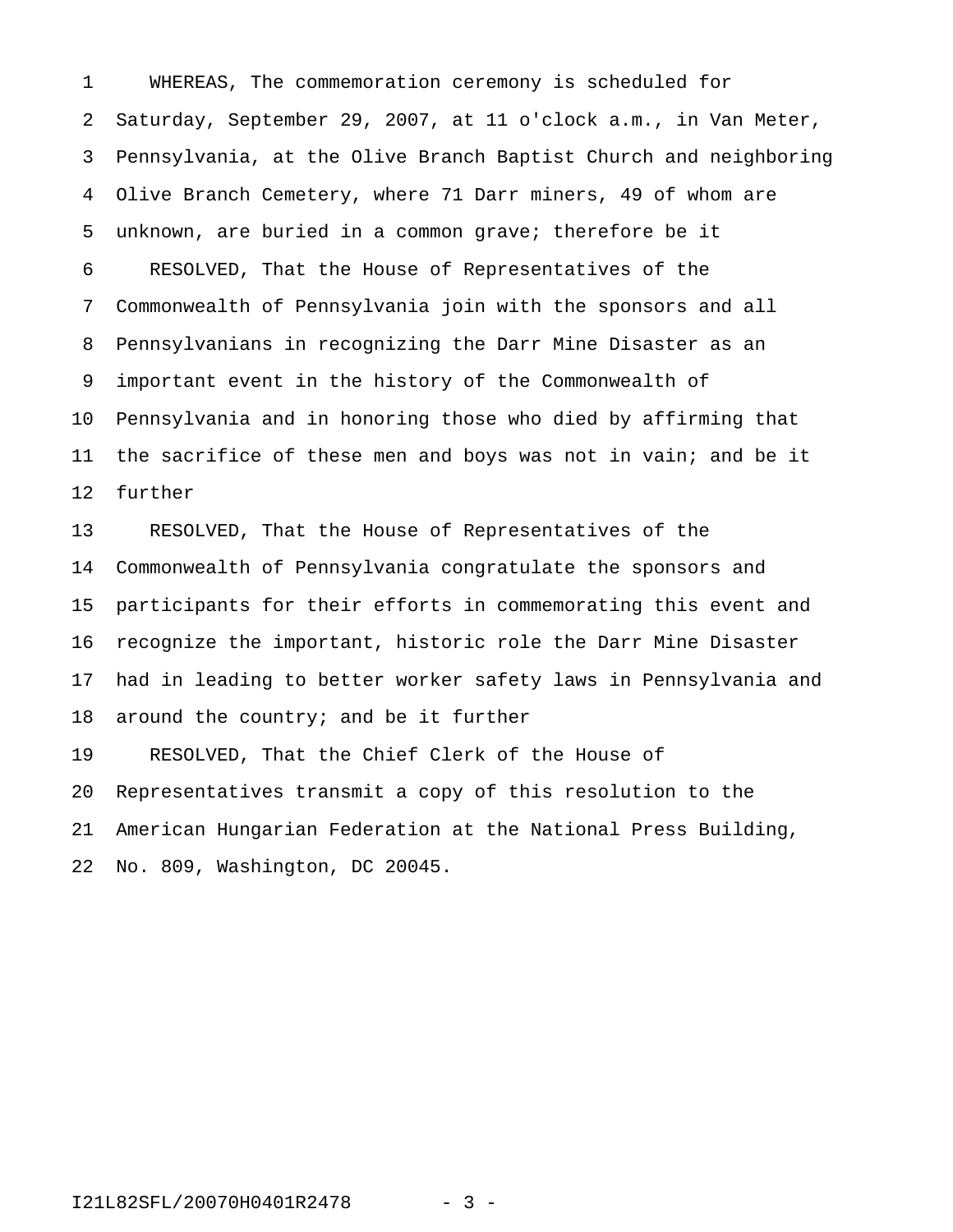WHEREAS, The commemoration ceremony is scheduled for Saturday, September 29, 2007, at 11 o'clock a.m., in Van Meter, Pennsylvania, at the Olive Branch Baptist Church and neighboring Olive Branch Cemetery, where 71 Darr miners, 49 of whom are unknown, are buried in a common grave; therefore be it

RESOLVED, That the House of Representatives of the Commonwealth of Pennsylvania join with the sponsors and all Pennsylvanians in recognizing the Darr Mine Disaster as an important event in the history of the Commonwealth of Pennsylvania and in honoring those who died by affirming that the sacrifice of these men and boys was not in vain; and be it further

RESOLVED, That the House of Representatives of the Commonwealth of Pennsylvania congratulate the sponsors and participants for their efforts in commemorating this event and recognize the important, historic role the Darr Mine Disaster had in leading to better worker safety laws in Pennsylvania and around the country; and be it further

RESOLVED, That the Chief Clerk of the House of Representatives transmit a copy of this resolution to the American Hungarian Federation at the National Press Building, No. 809, Washington, DC 20045.